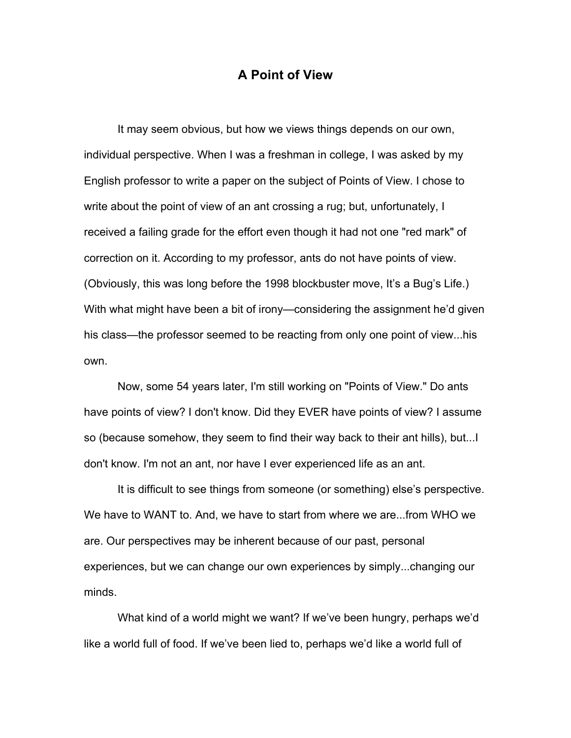# A Point of View

It may seem obvious, but how we views things depends on our own, individual perspective. When I was a freshman in college, I was asked by my English professor to write a paper on the subject of Points of View. I chose to write about the point of view of an ant crossing a rug; but, unfortunately, I received a failing grade for the effort even though it had not one "red mark" of correction on it. According to my professor, ants do not have points of view. (Obviously, this was long before the 1998 blockbuster move, It's a Bug's Life.) With what might have been a bit of irony—considering the assignment he'd given his class—the professor seemed to be reacting from only one point of view...his own.

Now, some 54 years later, I'm still working on "Points of View." Do ants have points of view? I don't know. Did they EVER have points of view? I assume so (because somehow, they seem to find their way back to their ant hills), but...I don't know. I'm not an ant, nor have I ever experienced life as an ant.

It is difficult to see things from someone (or something) else's perspective. We have to WANT to. And, we have to start from where we are...from WHO we are. Our perspectives may be inherent because of our past, personal experiences, but we can change our own experiences by simply...changing our minds.

What kind of a world might we want? If we've been hungry, perhaps we'd like a world full of food. If we've been lied to, perhaps we'd like a world full of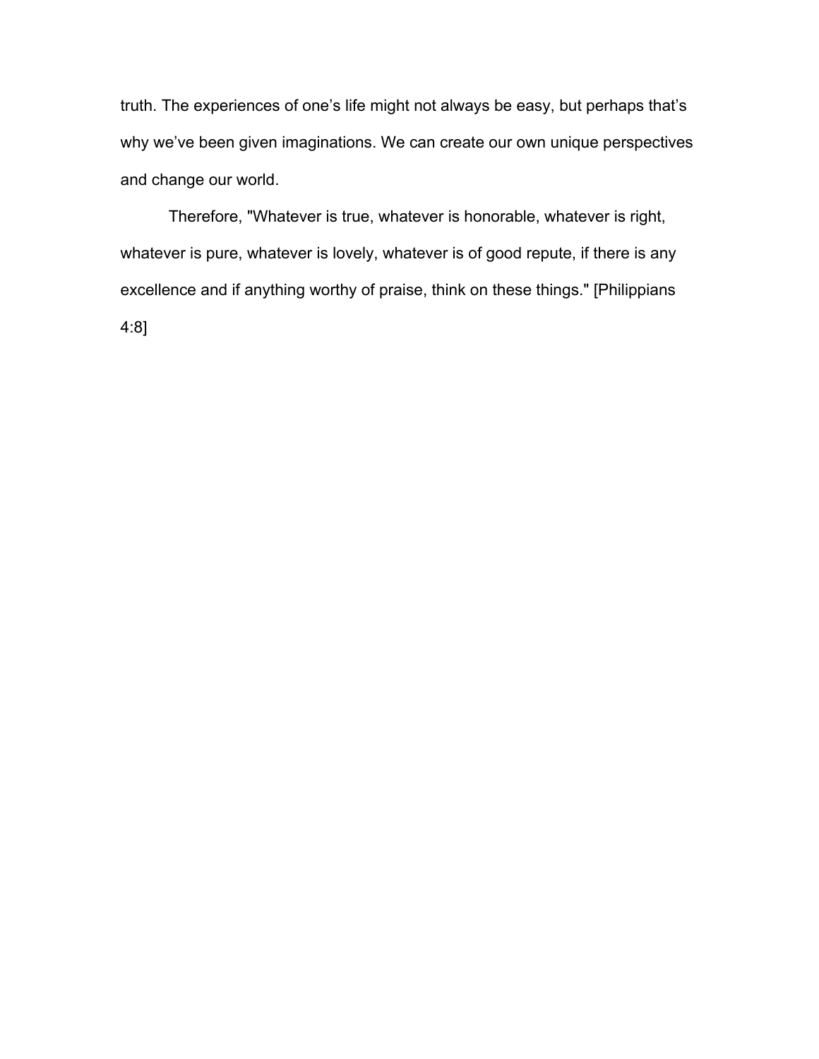truth. The experiences of one's life might not always be easy, but perhaps that's why we've been given imaginations. We can create our own unique perspectives and change our world.

Therefore, "Whatever is true, whatever is honorable, whatever is right, whatever is pure, whatever is lovely, whatever is of good repute, if there is any excellence and if anything worthy of praise, think on these things." [Philippians 4:8]